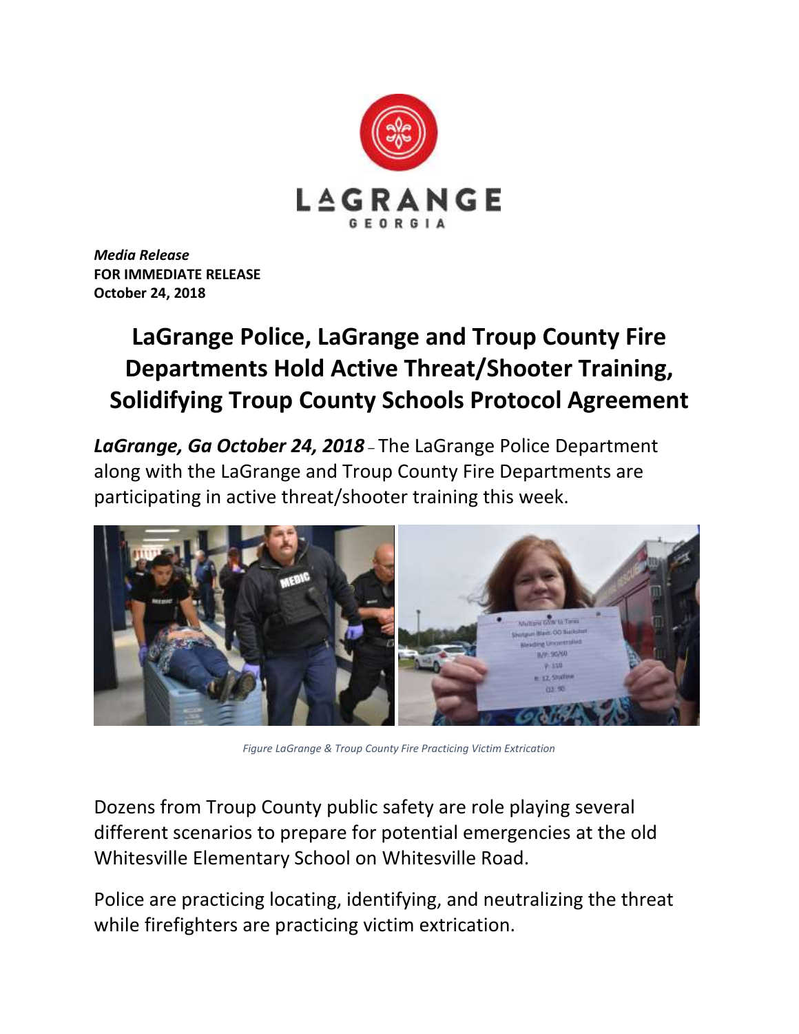LAGRANGE
GEORGIA

*Media Release*
**FOR IMMEDIATE RELEASE**
**October 24, 2018**

# LaGrange Police, LaGrange and Troup County Fire Departments Hold Active Threat/Shooter Training, Solidifying Troup County Schools Protocol Agreement

***LaGrange, Ga October 24, 2018*** – The LaGrange Police Department along with the LaGrange and Troup County Fire Departments are participating in active threat/shooter training this week.

*Figure LaGrange & Troup County Fire Practicing Victim Extrication*

Dozens from Troup County public safety are role playing several different scenarios to prepare for potential emergencies at the old Whitesville Elementary School on Whitesville Road.

Police are practicing locating, identifying, and neutralizing the threat while firefighters are practicing victim extrication.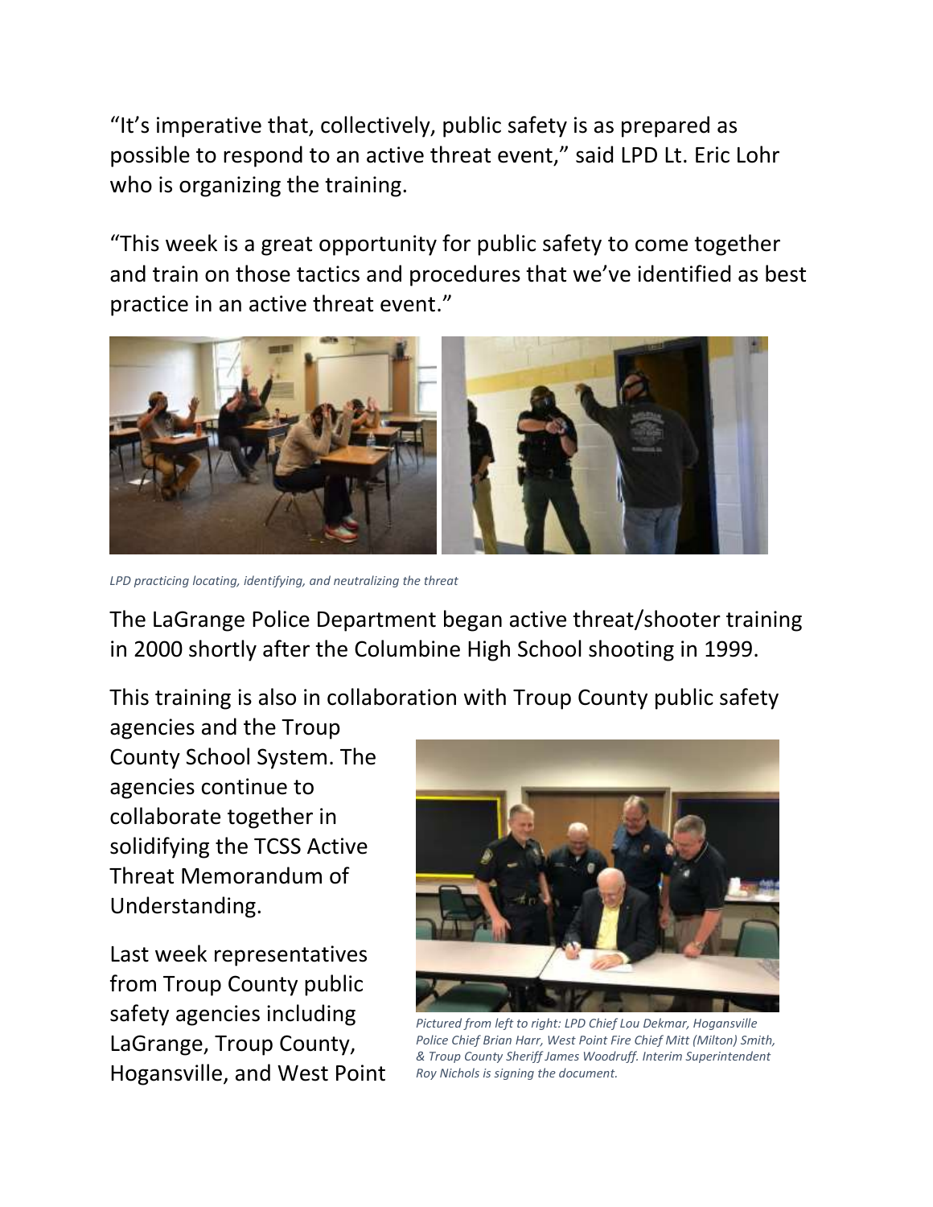"It's imperative that, collectively, public safety is as prepared as possible to respond to an active threat event," said LPD Lt. Eric Lohr who is organizing the training.

"This week is a great opportunity for public safety to come together and train on those tactics and procedures that we've identified as best practice in an active threat event."

*LPD practicing locating, identifying, and neutralizing the threat*

The LaGrange Police Department began active threat/shooter training in 2000 shortly after the Columbine High School shooting in 1999.

This training is also in collaboration with Troup County public safety agencies and the Troup County School System. The agencies continue to collaborate together in solidifying the TCSS Active Threat Memorandum of Understanding.

*Pictured from left to right: LPD Chief Lou Dekmar, Hogansville Police Chief Brian Harr, West Point Fire Chief Mitt (Milton) Smith, & Troup County Sheriff James Woodruff. Interim Superintendent Roy Nichols is signing the document.*

Last week representatives from Troup County public safety agencies including LaGrange, Troup County, Hogansville, and West Point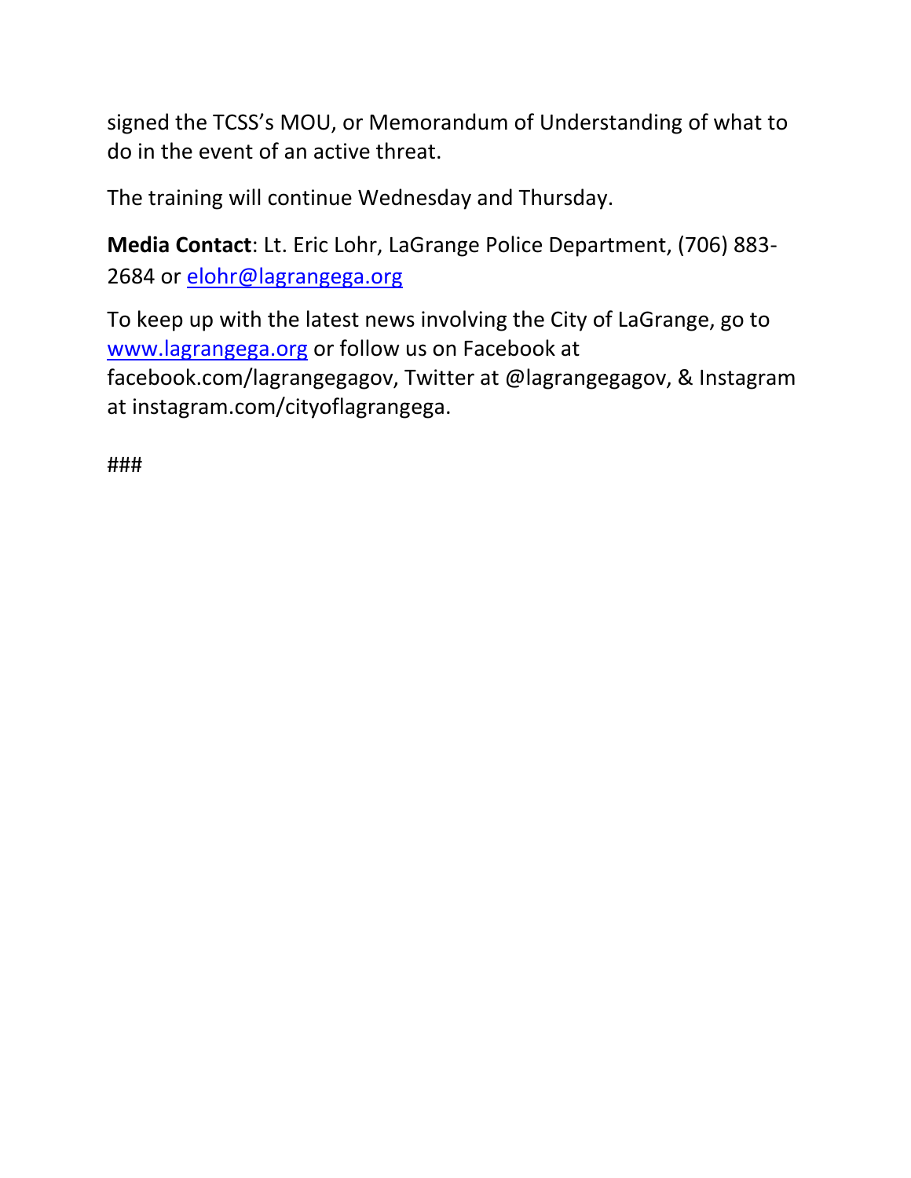signed the TCSS's MOU, or Memorandum of Understanding of what to do in the event of an active threat.

The training will continue Wednesday and Thursday.

**Media Contact**: Lt. Eric Lohr, LaGrange Police Department, (706) 883-2684 or elohr@lagrangega.org

To keep up with the latest news involving the City of LaGrange, go to www.lagrangega.org or follow us on Facebook at facebook.com/lagrangegagov, Twitter at @lagrangegagov, & Instagram at instagram.com/cityoflagrangega.

###